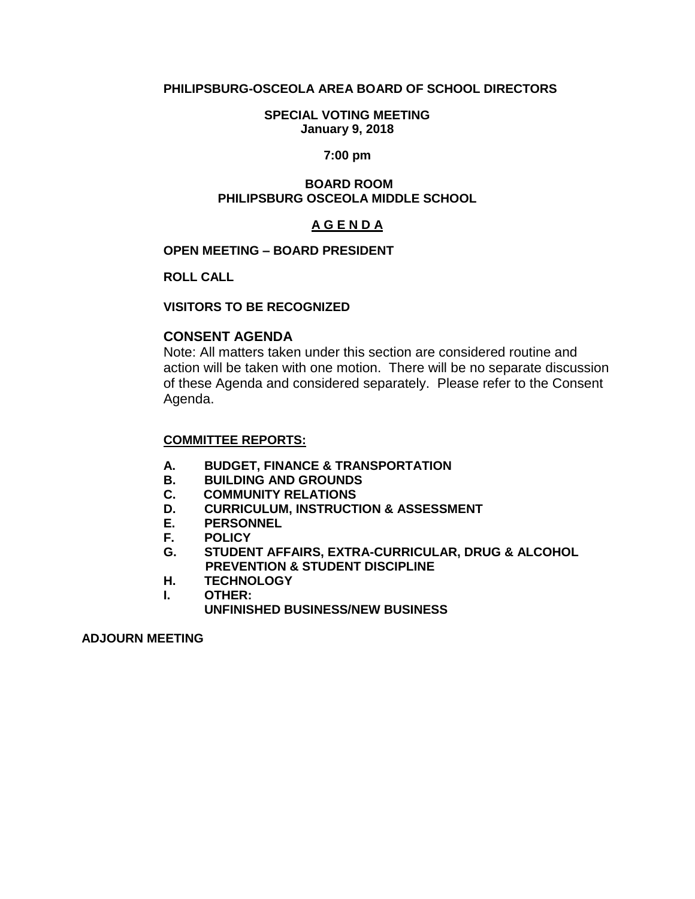**PHILIPSBURG-OSCEOLA AREA BOARD OF SCHOOL DIRECTORS**

**SPECIAL VOTING MEETING**
**January 9, 2018**

**7:00 pm**

**BOARD ROOM**
**PHILIPSBURG OSCEOLA MIDDLE SCHOOL**

## A G E N D A

**OPEN MEETING – BOARD PRESIDENT**

**ROLL CALL**

**VISITORS TO BE RECOGNIZED**

### CONSENT AGENDA

Note: All matters taken under this section are considered routine and action will be taken with one motion. There will be no separate discussion of these Agenda and considered separately. Please refer to the Consent Agenda.

**COMMITTEE REPORTS:**

- **A. BUDGET, FINANCE & TRANSPORTATION**
- **B. BUILDING AND GROUNDS**
- **C. COMMUNITY RELATIONS**
- **D. CURRICULUM, INSTRUCTION & ASSESSMENT**
- **E. PERSONNEL**
- **F. POLICY**
- **G. STUDENT AFFAIRS, EXTRA-CURRICULAR, DRUG & ALCOHOL PREVENTION & STUDENT DISCIPLINE**
- **H. TECHNOLOGY**
- **I. OTHER:**
  **UNFINISHED BUSINESS/NEW BUSINESS**

**ADJOURN MEETING**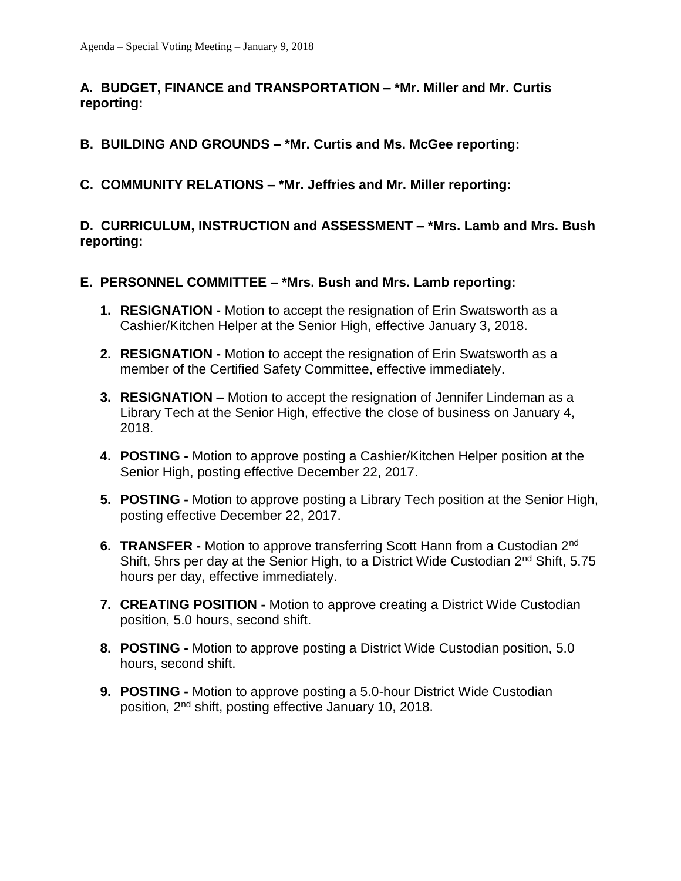**A. BUDGET, FINANCE and TRANSPORTATION – *Mr. Miller and Mr. Curtis reporting:**

**B. BUILDING AND GROUNDS – *Mr. Curtis and Ms. McGee reporting:**

**C. COMMUNITY RELATIONS – *Mr. Jeffries and Mr. Miller reporting:**

**D. CURRICULUM, INSTRUCTION and ASSESSMENT – *Mrs. Lamb and Mrs. Bush reporting:**

**E. PERSONNEL COMMITTEE – *Mrs. Bush and Mrs. Lamb reporting:**

1. **RESIGNATION -** Motion to accept the resignation of Erin Swatsworth as a Cashier/Kitchen Helper at the Senior High, effective January 3, 2018.
2. **RESIGNATION -** Motion to accept the resignation of Erin Swatsworth as a member of the Certified Safety Committee, effective immediately.
3. **RESIGNATION –** Motion to accept the resignation of Jennifer Lindeman as a Library Tech at the Senior High, effective the close of business on January 4, 2018.
4. **POSTING -** Motion to approve posting a Cashier/Kitchen Helper position at the Senior High, posting effective December 22, 2017.
5. **POSTING -** Motion to approve posting a Library Tech position at the Senior High, posting effective December 22, 2017.
6. **TRANSFER -** Motion to approve transferring Scott Hann from a Custodian 2nd Shift, 5hrs per day at the Senior High, to a District Wide Custodian 2nd Shift, 5.75 hours per day, effective immediately.
7. **CREATING POSITION -** Motion to approve creating a District Wide Custodian position, 5.0 hours, second shift.
8. **POSTING -** Motion to approve posting a District Wide Custodian position, 5.0 hours, second shift.
9. **POSTING -** Motion to approve posting a 5.0-hour District Wide Custodian position, 2nd shift, posting effective January 10, 2018.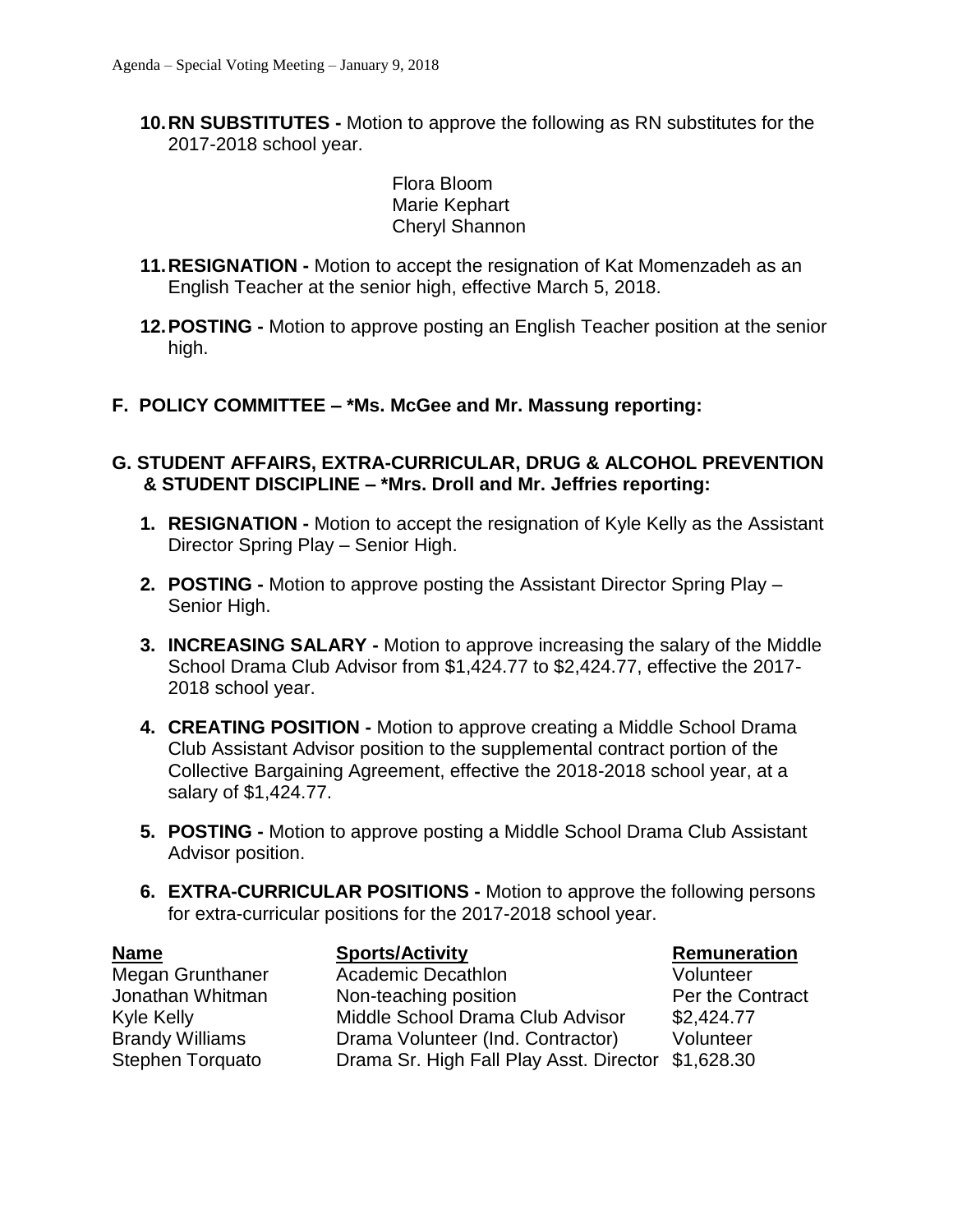**10. RN SUBSTITUTES -** Motion to approve the following as RN substitutes for the 2017-2018 school year.

Flora Bloom
Marie Kephart
Cheryl Shannon

**11. RESIGNATION -** Motion to accept the resignation of Kat Momenzadeh as an English Teacher at the senior high, effective March 5, 2018.

**12. POSTING -** Motion to approve posting an English Teacher position at the senior high.

## F. POLICY COMMITTEE – *Ms. McGee and Mr. Massung reporting:

## G. STUDENT AFFAIRS, EXTRA-CURRICULAR, DRUG & ALCOHOL PREVENTION & STUDENT DISCIPLINE – *Mrs. Droll and Mr. Jeffries reporting:

**1. RESIGNATION -** Motion to accept the resignation of Kyle Kelly as the Assistant Director Spring Play – Senior High.

**2. POSTING -** Motion to approve posting the Assistant Director Spring Play – Senior High.

**3. INCREASING SALARY -** Motion to approve increasing the salary of the Middle School Drama Club Advisor from $1,424.77 to $2,424.77, effective the 2017-2018 school year.

**4. CREATING POSITION -** Motion to approve creating a Middle School Drama Club Assistant Advisor position to the supplemental contract portion of the Collective Bargaining Agreement, effective the 2018-2018 school year, at a salary of $1,424.77.

**5. POSTING -** Motion to approve posting a Middle School Drama Club Assistant Advisor position.

**6. EXTRA-CURRICULAR POSITIONS -** Motion to approve the following persons for extra-curricular positions for the 2017-2018 school year.

| Name | Sports/Activity | Remuneration |
|---|---|---|
| Megan Grunthaner | Academic Decathlon | Volunteer |
| Jonathan Whitman | Non-teaching position | Per the Contract |
| Kyle Kelly | Middle School Drama Club Advisor | $2,424.77 |
| Brandy Williams | Drama Volunteer (Ind. Contractor) | Volunteer |
| Stephen Torquato | Drama Sr. High Fall Play Asst. Director | $1,628.30 |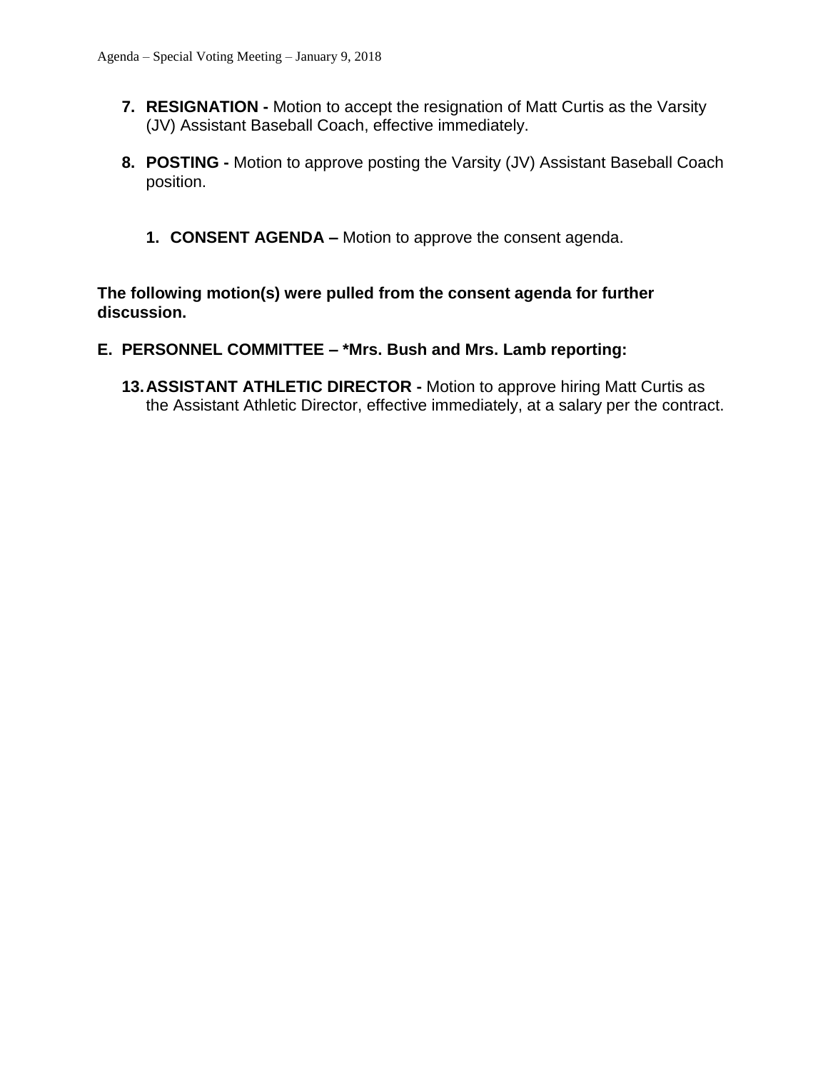7. **RESIGNATION -** Motion to accept the resignation of Matt Curtis as the Varsity (JV) Assistant Baseball Coach, effective immediately.

8. **POSTING -** Motion to approve posting the Varsity (JV) Assistant Baseball Coach position.

   1. **CONSENT AGENDA –** Motion to approve the consent agenda.

**The following motion(s) were pulled from the consent agenda for further discussion.**

**E. PERSONNEL COMMITTEE – *Mrs. Bush and Mrs. Lamb reporting:**

13. **ASSISTANT ATHLETIC DIRECTOR -** Motion to approve hiring Matt Curtis as the Assistant Athletic Director, effective immediately, at a salary per the contract.